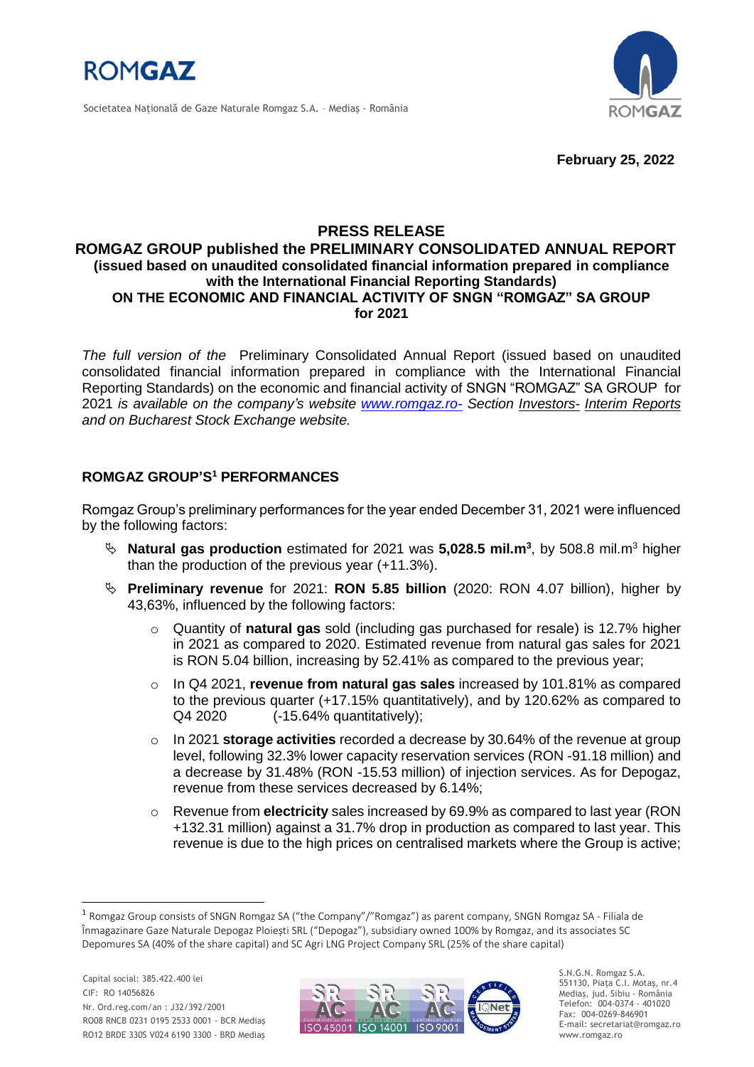**February 25, 2022**

# PRESS RELEASE

## ROMGAZ GROUP published the PRELIMINARY CONSOLIDATED ANNUAL REPORT (issued based on unaudited consolidated financial information prepared in compliance with the International Financial Reporting Standards) ON THE ECONOMIC AND FINANCIAL ACTIVITY OF SNGN "ROMGAZ" SA GROUP for 2021

*The full version of the* Preliminary Consolidated Annual Report (issued based on unaudited consolidated financial information prepared in compliance with the International Financial Reporting Standards) on the economic and financial activity of SNGN "ROMGAZ" SA GROUP for 2021 *is available on the company's website www.romgaz.ro- Section Investors- Interim Reports and on Bucharest Stock Exchange website.*

### ROMGAZ GROUP'S[1] PERFORMANCES

Romgaz Group's preliminary performances for the year ended December 31, 2021 were influenced by the following factors:

- **Natural gas production** estimated for 2021 was **5,028.5 mil.m$^3$**, by 508.8 mil.m$^3$ higher than the production of the previous year (+11.3%).
- **Preliminary revenue** for 2021: **RON 5.85 billion** (2020: RON 4.07 billion), higher by 43,63%, influenced by the following factors:
  - Quantity of **natural gas** sold (including gas purchased for resale) is 12.7% higher in 2021 as compared to 2020. Estimated revenue from natural gas sales for 2021 is RON 5.04 billion, increasing by 52.41% as compared to the previous year;
  - In Q4 2021, **revenue from natural gas sales** increased by 101.81% as compared to the previous quarter (+17.15% quantitatively), and by 120.62% as compared to Q4 2020 (-15.64% quantitatively);
  - In 2021 **storage activities** recorded a decrease by 30.64% of the revenue at group level, following 32.3% lower capacity reservation services (RON -91.18 million) and a decrease by 31.48% (RON -15.53 million) of injection services. As for Depogaz, revenue from these services decreased by 6.14%;
  - Revenue from **electricity** sales increased by 69.9% as compared to last year (RON +132.31 million) against a 31.7% drop in production as compared to last year. This revenue is due to the high prices on centralised markets where the Group is active;

[1] Romgaz Group consists of SNGN Romgaz SA ("the Company"/"Romgaz") as parent company, SNGN Romgaz SA - Filiala de Înmagazinare Gaze Naturale Depogaz Ploiești SRL ("Depogaz"), subsidiary owned 100% by Romgaz, and its associates SC Depomures SA (40% of the share capital) and SC Agri LNG Project Company SRL (25% of the share capital)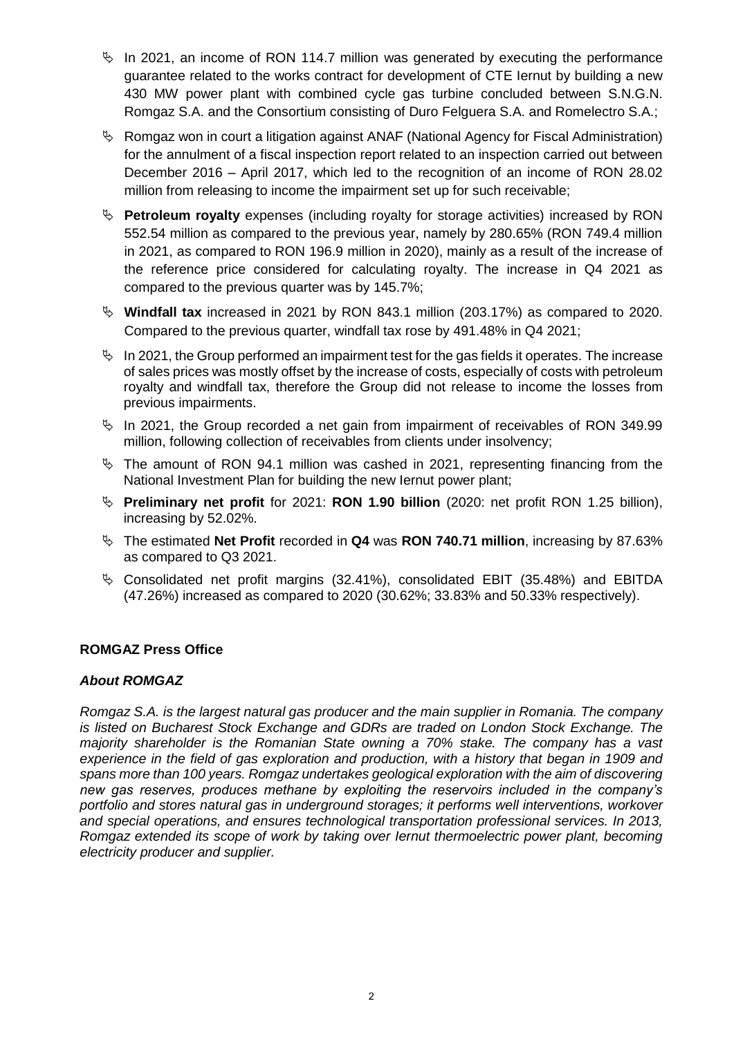- In 2021, an income of RON 114.7 million was generated by executing the performance guarantee related to the works contract for development of CTE Iernut by building a new 430 MW power plant with combined cycle gas turbine concluded between S.N.G.N. Romgaz S.A. and the Consortium consisting of Duro Felguera S.A. and Romelectro S.A.;
- Romgaz won in court a litigation against ANAF (National Agency for Fiscal Administration) for the annulment of a fiscal inspection report related to an inspection carried out between December 2016 – April 2017, which led to the recognition of an income of RON 28.02 million from releasing to income the impairment set up for such receivable;
- **Petroleum royalty** expenses (including royalty for storage activities) increased by RON 552.54 million as compared to the previous year, namely by 280.65% (RON 749.4 million in 2021, as compared to RON 196.9 million in 2020), mainly as a result of the increase of the reference price considered for calculating royalty. The increase in Q4 2021 as compared to the previous quarter was by 145.7%;
- **Windfall tax** increased in 2021 by RON 843.1 million (203.17%) as compared to 2020. Compared to the previous quarter, windfall tax rose by 491.48% in Q4 2021;
- In 2021, the Group performed an impairment test for the gas fields it operates. The increase of sales prices was mostly offset by the increase of costs, especially of costs with petroleum royalty and windfall tax, therefore the Group did not release to income the losses from previous impairments.
- In 2021, the Group recorded a net gain from impairment of receivables of RON 349.99 million, following collection of receivables from clients under insolvency;
- The amount of RON 94.1 million was cashed in 2021, representing financing from the National Investment Plan for building the new Iernut power plant;
- **Preliminary net profit** for 2021: **RON 1.90 billion** (2020: net profit RON 1.25 billion), increasing by 52.02%.
- The estimated **Net Profit** recorded in **Q4** was **RON 740.71 million**, increasing by 87.63% as compared to Q3 2021.
- Consolidated net profit margins (32.41%), consolidated EBIT (35.48%) and EBITDA (47.26%) increased as compared to 2020 (30.62%; 33.83% and 50.33% respectively).

**ROMGAZ Press Office**

***About ROMGAZ***

*Romgaz S.A. is the largest natural gas producer and the main supplier in Romania. The company is listed on Bucharest Stock Exchange and GDRs are traded on London Stock Exchange. The majority shareholder is the Romanian State owning a 70% stake. The company has a vast experience in the field of gas exploration and production, with a history that began in 1909 and spans more than 100 years. Romgaz undertakes geological exploration with the aim of discovering new gas reserves, produces methane by exploiting the reservoirs included in the company's portfolio and stores natural gas in underground storages; it performs well interventions, workover and special operations, and ensures technological transportation professional services. In 2013, Romgaz extended its scope of work by taking over Iernut thermoelectric power plant, becoming electricity producer and supplier.*